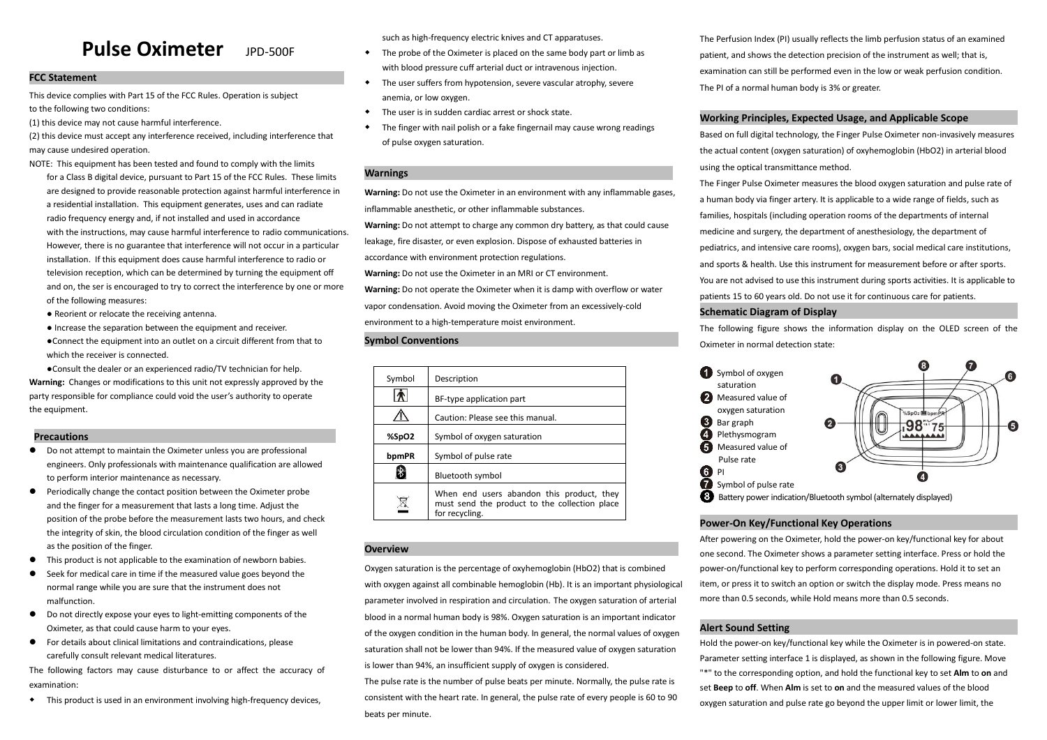# Pulse Oximeter JPD-500F

## FCC Statement

This device complies with Part 15 of the FCC Rules. Operation is subject to the following two conditions:

(1) this device may not cause harmful interference.

(2) this device must accept any interference received, including interference that may cause undesired operation.

NOTE: This equipment has been tested and found to comply with the limits for a Class B digital device, pursuant to Part 15 of the FCC Rules. These limits are designed to provide reasonable protection against harmful interference in a residential installation. This equipment generates, uses and can radiate radio frequency energy and, if not installed and used in accordance with the instructions, may cause harmful interference to radio communications. However, there is no guarantee that interference will not occur in a particular installation. If this equipment does cause harmful interference to radio or television reception, which can be determined by turning the equipment off and on, the ser is encouraged to try to correct the interference by one or more of the following measures:

- Reorient or relocate the receiving antenna.
- Increase the separation between the equipment and receiver.
- Connect the equipment into an outlet on a circuit different from that to which the receiver is connected.
- Consult the dealer or an experienced radio/TV technician for help.

**Warning:** Changes or modifications to this unit not expressly approved by the party responsible for compliance could void the user's authority to operate the equipment.

## Precautions

- Do not attempt to maintain the Oximeter unless you are professional engineers. Only professionals with maintenance qualification are allowed to perform interior maintenance as necessary.
- Periodically change the contact position between the Oximeter probe and the finger for a measurement that lasts a long time. Adjust the position of the probe before the measurement lasts two hours, and check the integrity of skin, the blood circulation condition of the finger as well as the position of the finger.
- This product is not applicable to the examination of newborn babies.
- Seek for medical care in time if the measured value goes beyond the normal range while you are sure that the instrument does not malfunction.
- Do not directly expose your eyes to light-emitting components of the Oximeter, as that could cause harm to your eyes.
- For details about clinical limitations and contraindications, please carefully consult relevant medical literatures.

The following factors may cause disturbance to or affect the accuracy of examination:

- This product is used in an environment involving high-frequency devices, such as high-frequency electric knives and CT apparatuses.
- The probe of the Oximeter is placed on the same body part or limb as with blood pressure cuff arterial duct or intravenous injection.
- The user suffers from hypotension, severe vascular atrophy, severe anemia, or low oxygen.
- The user is in sudden cardiac arrest or shock state.
- The finger with nail polish or a fake fingernail may cause wrong readings of pulse oxygen saturation.

## Warnings

**Warning:** Do not use the Oximeter in an environment with any inflammable gases, inflammable anesthetic, or other inflammable substances.

**Warning:** Do not attempt to charge any common dry battery, as that could cause leakage, fire disaster, or even explosion. Dispose of exhausted batteries in accordance with environment protection regulations.

**Warning:** Do not use the Oximeter in an MRI or CT environment.

**Warning:** Do not operate the Oximeter when it is damp with overflow or water vapor condensation. Avoid moving the Oximeter from an excessively-cold environment to a high-temperature moist environment.

## Symbol Conventions

| Symbol | Description |
|---|---|
| | BF-type application part |
| ⚠ | Caution: Please see this manual. |
| **%SpO2** | Symbol of oxygen saturation |
| **bpmPR** | Symbol of pulse rate |
| | Bluetooth symbol |
| | When end users abandon this product, they must send the product to the collection place for recycling. |

## Overview

Oxygen saturation is the percentage of oxyhemoglobin (HbO2) that is combined with oxygen against all combinable hemoglobin (Hb). It is an important physiological parameter involved in respiration and circulation. The oxygen saturation of arterial blood in a normal human body is 98%. Oxygen saturation is an important indicator of the oxygen condition in the human body. In general, the normal values of oxygen saturation shall not be lower than 94%. If the measured value of oxygen saturation is lower than 94%, an insufficient supply of oxygen is considered.

The pulse rate is the number of pulse beats per minute. Normally, the pulse rate is consistent with the heart rate. In general, the pulse rate of every people is 60 to 90 beats per minute.

The Perfusion Index (PI) usually reflects the limb perfusion status of an examined patient, and shows the detection precision of the instrument as well; that is, examination can still be performed even in the low or weak perfusion condition. The PI of a normal human body is 3% or greater.

## Working Principles, Expected Usage, and Applicable Scope

Based on full digital technology, the Finger Pulse Oximeter non-invasively measures the actual content (oxygen saturation) of oxyhemoglobin (HbO2) in arterial blood using the optical transmittance method.

The Finger Pulse Oximeter measures the blood oxygen saturation and pulse rate of a human body via finger artery. It is applicable to a wide range of fields, such as families, hospitals (including operation rooms of the departments of internal medicine and surgery, the department of anesthesiology, the department of pediatrics, and intensive care rooms), oxygen bars, social medical care institutions, and sports & health. Use this instrument for measurement before or after sports. You are not advised to use this instrument during sports activities. It is applicable to patients 15 to 60 years old. Do not use it for continuous care for patients.

## Schematic Diagram of Display

The following figure shows the information display on the OLED screen of the Oximeter in normal detection state:

1. Symbol of oxygen saturation
2. Measured value of oxygen saturation
3. Bar graph
4. Plethysmogram
5. Measured value of Pulse rate
6. PI
7. Symbol of pulse rate
8. Battery power indication/Bluetooth symbol (alternately displayed)

## Power-On Key/Functional Key Operations

After powering on the Oximeter, hold the power-on key/functional key for about one second. The Oximeter shows a parameter setting interface. Press or hold the power-on/functional key to perform corresponding operations. Hold it to set an item, or press it to switch an option or switch the display mode. Press means no more than 0.5 seconds, while Hold means more than 0.5 seconds.

## Alert Sound Setting

Hold the power-on key/functional key while the Oximeter is in powered-on state. Parameter setting interface 1 is displayed, as shown in the following figure. Move "*" to the corresponding option, and hold the functional key to set **Alm** to **on** and set **Beep** to **off**. When **Alm** is set to **on** and the measured values of the blood oxygen saturation and pulse rate go beyond the upper limit or lower limit, the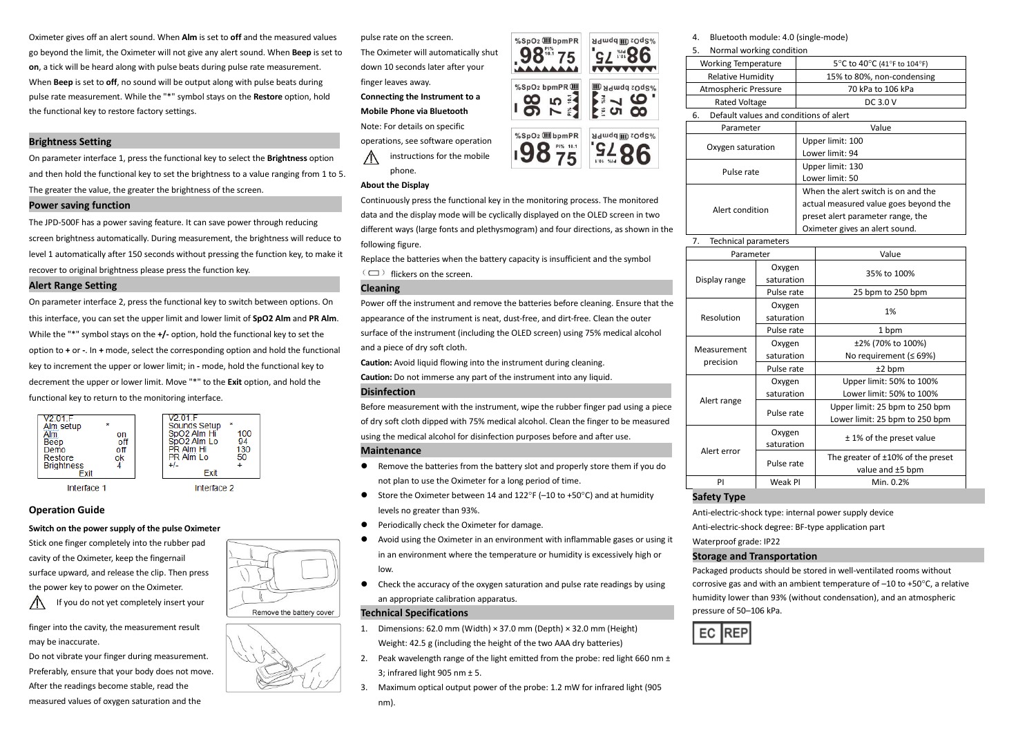Oximeter gives off an alert sound. When **Alm** is set to **off** and the measured values go beyond the limit, the Oximeter will not give any alert sound. When **Beep** is set to **on**, a tick will be heard along with pulse beats during pulse rate measurement. When **Beep** is set to **off**, no sound will be output along with pulse beats during pulse rate measurement. While the "*" symbol stays on the **Restore** option, hold the functional key to restore factory settings.

## Brightness Setting

On parameter interface 1, press the functional key to select the **Brightness** option and then hold the functional key to set the brightness to a value ranging from 1 to 5. The greater the value, the greater the brightness of the screen.

## Power saving function

The JPD-500F has a power saving feature. It can save power through reducing screen brightness automatically. During measurement, the brightness will reduce to level 1 automatically after 150 seconds without pressing the function key, to make it recover to original brightness please press the function key.

## Alert Range Setting

On parameter interface 2, press the functional key to switch between options. On this interface, you can set the upper limit and lower limit of **SpO2 Alm** and **PR Alm**. While the "*" symbol stays on the **+/-** option, hold the functional key to set the option to **+** or **-**. In **+** mode, select the corresponding option and hold the functional key to increment the upper or lower limit; in **-** mode, hold the functional key to decrement the upper or lower limit. Move "*" to the **Exit** option, and hold the functional key to return to the monitoring interface.

V2.01.F
Alm setup *
Alm on
Beep off
Demo off
Restore ok
Brightness 4
Exit

Interface 1

V2.01.F
Sounds Setup *
SpO2 Alm Hi 100
SpO2 Alm Lo 94
PR Alm Hi 130
PR Alm Lo 50
+/- +
Exit

Interface 2

## Operation Guide

**Switch on the power supply of the pulse Oximeter**

Stick one finger completely into the rubber pad cavity of the Oximeter, keep the fingernail surface upward, and release the clip. Then press the power key to power on the Oximeter.

⚠ If you do not yet completely insert your finger into the cavity, the measurement result may be inaccurate.

Remove the battery cover

Do not vibrate your finger during measurement. Preferably, ensure that your body does not move. After the readings become stable, read the measured values of oxygen saturation and the pulse rate on the screen.

The Oximeter will automatically shut down 10 seconds later after your finger leaves away.

**Connecting the Instrument to a Mobile Phone via Bluetooth**

Note: For details on specific operations, see software operation

⚠ instructions for the mobile phone.

**About the Display**

Continuously press the functional key in the monitoring process. The monitored data and the display mode will be cyclically displayed on the OLED screen in two different ways (large fonts and plethysmogram) and four directions, as shown in the following figure.

Replace the batteries when the battery capacity is insufficient and the symbol (▭) flickers on the screen.

## Cleaning

Power off the instrument and remove the batteries before cleaning. Ensure that the appearance of the instrument is neat, dust-free, and dirt-free. Clean the outer surface of the instrument (including the OLED screen) using 75% medical alcohol and a piece of dry soft cloth.

**Caution:** Avoid liquid flowing into the instrument during cleaning.

**Caution:** Do not immerse any part of the instrument into any liquid.

## Disinfection

Before measurement with the instrument, wipe the rubber finger pad using a piece of dry soft cloth dipped with 75% medical alcohol. Clean the finger to be measured using the medical alcohol for disinfection purposes before and after use.

## Maintenance

- Remove the batteries from the battery slot and properly store them if you do not plan to use the Oximeter for a long period of time.
- Store the Oximeter between 14 and 122°F (–10 to +50°C) and at humidity levels no greater than 93%.
- Periodically check the Oximeter for damage.
- Avoid using the Oximeter in an environment with inflammable gases or using it in an environment where the temperature or humidity is excessively high or low.
- Check the accuracy of the oxygen saturation and pulse rate readings by using an appropriate calibration apparatus.

## Technical Specifications

1. Dimensions: 62.0 mm (Width) × 37.0 mm (Depth) × 32.0 mm (Height) Weight: 42.5 g (including the height of the two AAA dry batteries)
2. Peak wavelength range of the light emitted from the probe: red light 660 nm ± 3; infrared light 905 nm ± 5.
3. Maximum optical output power of the probe: 1.2 mW for infrared light (905 nm).
4. Bluetooth module: 4.0 (single-mode)
5. Normal working condition

| | |
|---|---|
| Working Temperature | 5°C to 40°C (41°F to 104°F) |
| Relative Humidity | 15% to 80%, non-condensing |
| Atmospheric Pressure | 70 kPa to 106 kPa |
| Rated Voltage | DC 3.0 V |

6. Default values and conditions of alert

| Parameter | Value |
|---|---|
| Oxygen saturation | Upper limit: 100<br>Lower limit: 94 |
| Pulse rate | Upper limit: 130<br>Lower limit: 50 |
| Alert condition | When the alert switch is on and the actual measured value goes beyond the preset alert parameter range, the Oximeter gives an alert sound. |

7. Technical parameters

| Parameter | | Value |
|---|---|---|
| Display range | Oxygen saturation | 35% to 100% |
| | Pulse rate | 25 bpm to 250 bpm |
| Resolution | Oxygen saturation | 1% |
| | Pulse rate | 1 bpm |
| Measurement precision | Oxygen saturation | ±2% (70% to 100%)<br>No requirement (≤ 69%) |
| | Pulse rate | ±2 bpm |
| Alert range | Oxygen saturation | Upper limit: 50% to 100%<br>Lower limit: 50% to 100% |
| | Pulse rate | Upper limit: 25 bpm to 250 bpm<br>Lower limit: 25 bpm to 250 bpm |
| Alert error | Oxygen saturation | ± 1% of the preset value |
| | Pulse rate | The greater of ±10% of the preset value and ±5 bpm |
| PI | Weak PI | Min. 0.2% |

## Safety Type

Anti-electric-shock type: internal power supply device

Anti-electric-shock degree: BF-type application part

Waterproof grade: IP22

## Storage and Transportation

Packaged products should be stored in well-ventilated rooms without corrosive gas and with an ambient temperature of –10 to +50°C, a relative humidity lower than 93% (without condensation), and an atmospheric pressure of 50–106 kPa.

EC REP